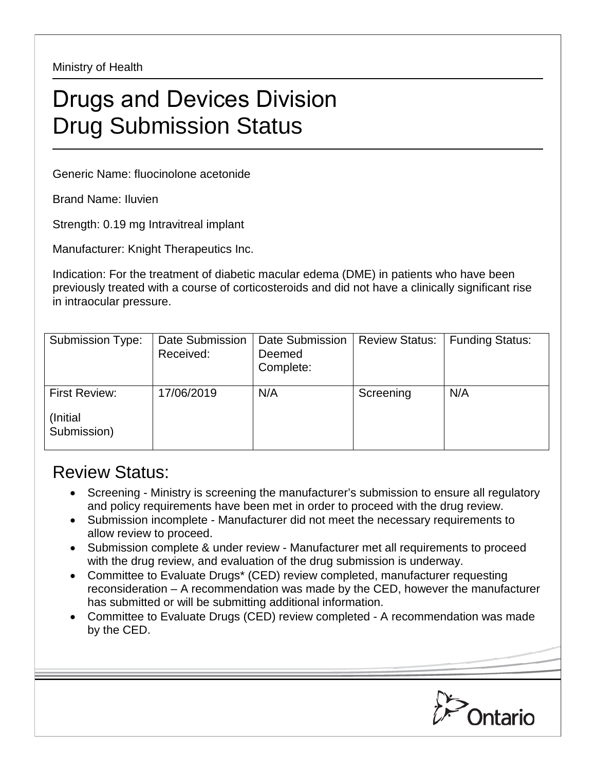Ministry of Health

# Drugs and Devices Division
# Drug Submission Status

Generic Name: fluocinolone acetonide

Brand Name: Iluvien

Strength: 0.19 mg Intravitreal implant

Manufacturer: Knight Therapeutics Inc.

Indication: For the treatment of diabetic macular edema (DME) in patients who have been previously treated with a course of corticosteroids and did not have a clinically significant rise in intraocular pressure.

| Submission Type: | Date Submission Received: | Date Submission Deemed Complete: | Review Status: | Funding Status: |
|---|---|---|---|---|
| First Review: (Initial Submission) | 17/06/2019 | N/A | Screening | N/A |

## Review Status:

- Screening - Ministry is screening the manufacturer's submission to ensure all regulatory and policy requirements have been met in order to proceed with the drug review.
- Submission incomplete - Manufacturer did not meet the necessary requirements to allow review to proceed.
- Submission complete & under review - Manufacturer met all requirements to proceed with the drug review, and evaluation of the drug submission is underway.
- Committee to Evaluate Drugs* (CED) review completed, manufacturer requesting reconsideration – A recommendation was made by the CED, however the manufacturer has submitted or will be submitting additional information.
- Committee to Evaluate Drugs (CED) review completed - A recommendation was made by the CED.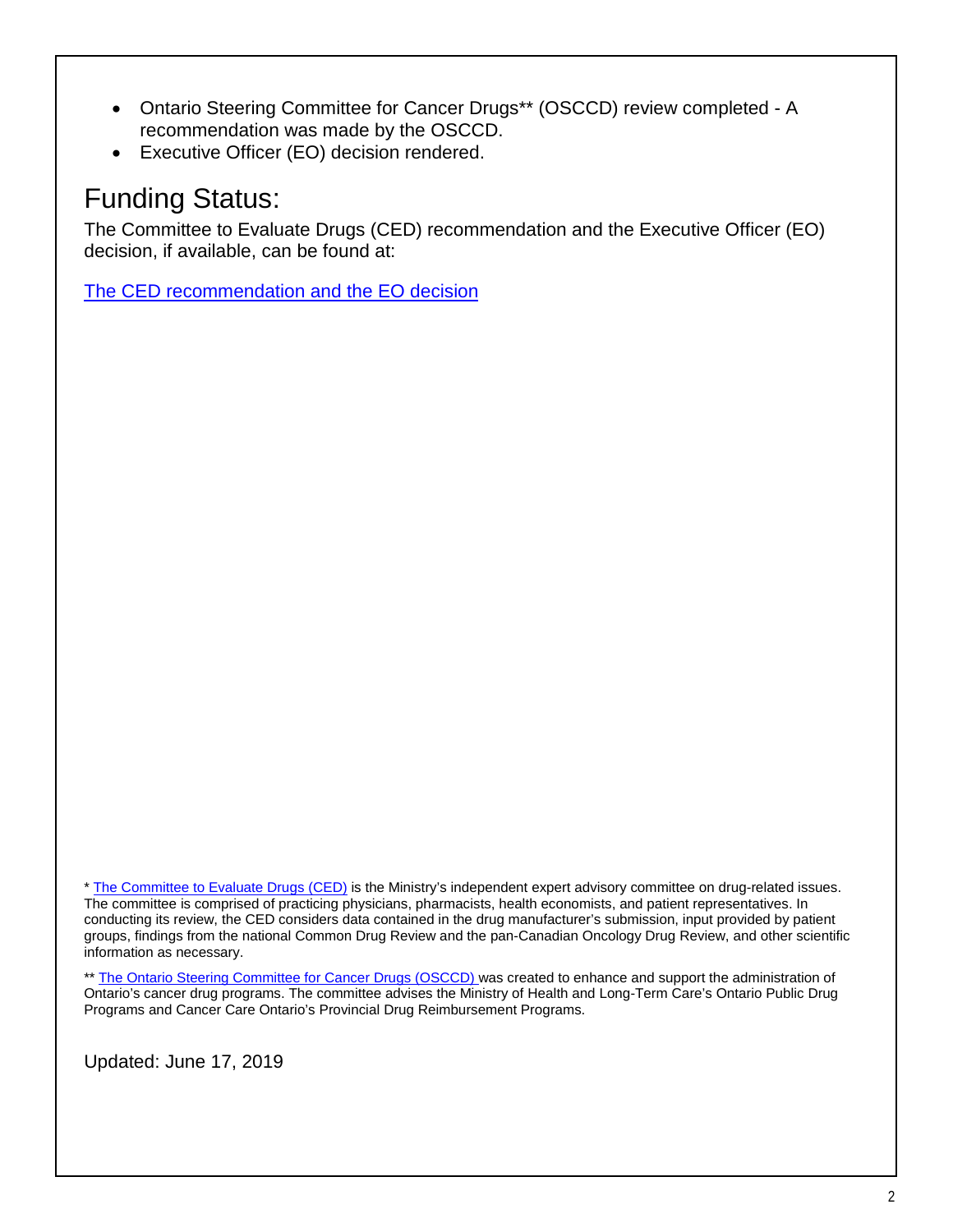- Ontario Steering Committee for Cancer Drugs** (OSCCD) review completed - A recommendation was made by the OSCCD.
- Executive Officer (EO) decision rendered.

## Funding Status:

The Committee to Evaluate Drugs (CED) recommendation and the Executive Officer (EO) decision, if available, can be found at:

The CED recommendation and the EO decision

* The Committee to Evaluate Drugs (CED) is the Ministry's independent expert advisory committee on drug-related issues. The committee is comprised of practicing physicians, pharmacists, health economists, and patient representatives. In conducting its review, the CED considers data contained in the drug manufacturer's submission, input provided by patient groups, findings from the national Common Drug Review and the pan-Canadian Oncology Drug Review, and other scientific information as necessary.

** The Ontario Steering Committee for Cancer Drugs (OSCCD) was created to enhance and support the administration of Ontario's cancer drug programs. The committee advises the Ministry of Health and Long-Term Care's Ontario Public Drug Programs and Cancer Care Ontario's Provincial Drug Reimbursement Programs.

Updated: June 17, 2019